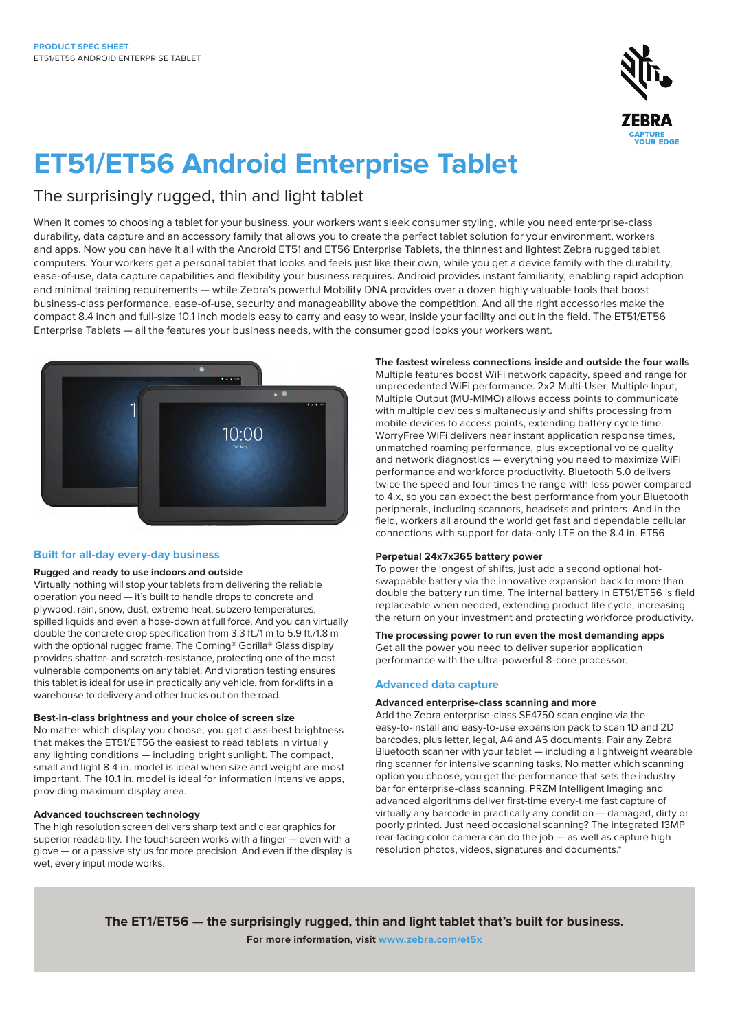PRODUCT SPEC SHEET
ET51/ET56 ANDROID ENTERPRISE TABLET

# ET51/ET56 Android Enterprise Tablet

## The surprisingly rugged, thin and light tablet

When it comes to choosing a tablet for your business, your workers want sleek consumer styling, while you need enterprise-class durability, data capture and an accessory family that allows you to create the perfect tablet solution for your environment, workers and apps. Now you can have it all with the Android ET51 and ET56 Enterprise Tablets, the thinnest and lightest Zebra rugged tablet computers. Your workers get a personal tablet that looks and feels just like their own, while you get a device family with the durability, ease-of-use, data capture capabilities and flexibility your business requires. Android provides instant familiarity, enabling rapid adoption and minimal training requirements — while Zebra's powerful Mobility DNA provides over a dozen highly valuable tools that boost business-class performance, ease-of-use, security and manageability above the competition. And all the right accessories make the compact 8.4 inch and full-size 10.1 inch models easy to carry and easy to wear, inside your facility and out in the field. The ET51/ET56 Enterprise Tablets — all the features your business needs, with the consumer good looks your workers want.

## Built for all-day every-day business

### Rugged and ready to use indoors and outside

Virtually nothing will stop your tablets from delivering the reliable operation you need — it's built to handle drops to concrete and plywood, rain, snow, dust, extreme heat, subzero temperatures, spilled liquids and even a hose-down at full force. And you can virtually double the concrete drop specification from 3.3 ft./1 m to 5.9 ft./1.8 m with the optional rugged frame. The Corning® Gorilla® Glass display provides shatter- and scratch-resistance, protecting one of the most vulnerable components on any tablet. And vibration testing ensures this tablet is ideal for use in practically any vehicle, from forklifts in a warehouse to delivery and other trucks out on the road.

### Best-in-class brightness and your choice of screen size

No matter which display you choose, you get class-best brightness that makes the ET51/ET56 the easiest to read tablets in virtually any lighting conditions — including bright sunlight. The compact, small and light 8.4 in. model is ideal when size and weight are most important. The 10.1 in. model is ideal for information intensive apps, providing maximum display area.

### Advanced touchscreen technology

The high resolution screen delivers sharp text and clear graphics for superior readability. The touchscreen works with a finger — even with a glove — or a passive stylus for more precision. And even if the display is wet, every input mode works.

### The fastest wireless connections inside and outside the four walls

Multiple features boost WiFi network capacity, speed and range for unprecedented WiFi performance. 2x2 Multi-User, Multiple Input, Multiple Output (MU-MIMO) allows access points to communicate with multiple devices simultaneously and shifts processing from mobile devices to access points, extending battery cycle time. WorryFree WiFi delivers near instant application response times, unmatched roaming performance, plus exceptional voice quality and network diagnostics — everything you need to maximize WiFi performance and workforce productivity. Bluetooth 5.0 delivers twice the speed and four times the range with less power compared to 4.x, so you can expect the best performance from your Bluetooth peripherals, including scanners, headsets and printers. And in the field, workers all around the world get fast and dependable cellular connections with support for data-only LTE on the 8.4 in. ET56.

### Perpetual 24x7x365 battery power

To power the longest of shifts, just add a second optional hot-swappable battery via the innovative expansion back to more than double the battery run time. The internal battery in ET51/ET56 is field replaceable when needed, extending product life cycle, increasing the return on your investment and protecting workforce productivity.

### The processing power to run even the most demanding apps

Get all the power you need to deliver superior application performance with the ultra-powerful 8-core processor.

## Advanced data capture

### Advanced enterprise-class scanning and more

Add the Zebra enterprise-class SE4750 scan engine via the easy-to-install and easy-to-use expansion pack to scan 1D and 2D barcodes, plus letter, legal, A4 and A5 documents. Pair any Zebra Bluetooth scanner with your tablet — including a lightweight wearable ring scanner for intensive scanning tasks. No matter which scanning option you choose, you get the performance that sets the industry bar for enterprise-class scanning. PRZM Intelligent Imaging and advanced algorithms deliver first-time every-time fast capture of virtually any barcode in practically any condition — damaged, dirty or poorly printed. Just need occasional scanning? The integrated 13MP rear-facing color camera can do the job — as well as capture high resolution photos, videos, signatures and documents.*

**The ET1/ET56 — the surprisingly rugged, thin and light tablet that's built for business.**

**For more information, visit www.zebra.com/et5x**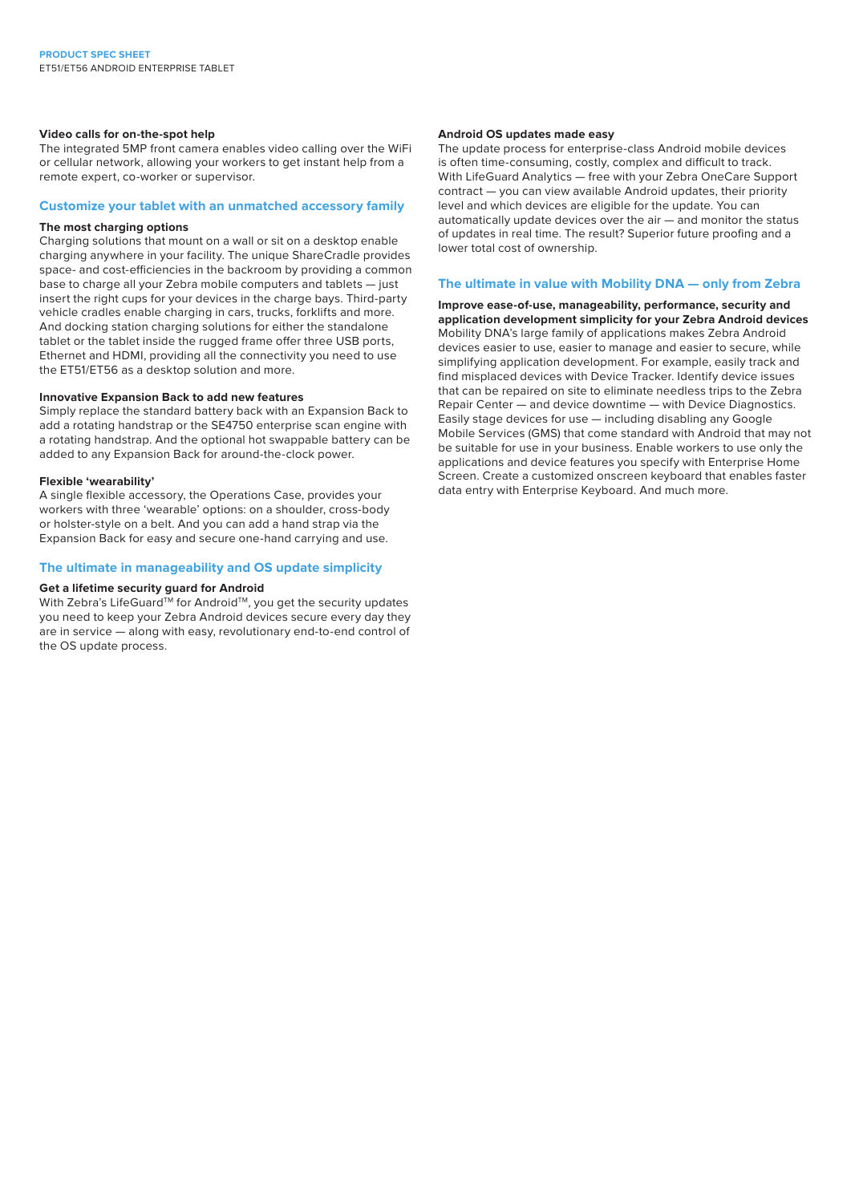### Video calls for on-the-spot help

The integrated 5MP front camera enables video calling over the WiFi or cellular network, allowing your workers to get instant help from a remote expert, co-worker or supervisor.

## Customize your tablet with an unmatched accessory family

### The most charging options

Charging solutions that mount on a wall or sit on a desktop enable charging anywhere in your facility. The unique ShareCradle provides space- and cost-efficiencies in the backroom by providing a common base to charge all your Zebra mobile computers and tablets — just insert the right cups for your devices in the charge bays. Third-party vehicle cradles enable charging in cars, trucks, forklifts and more. And docking station charging solutions for either the standalone tablet or the tablet inside the rugged frame offer three USB ports, Ethernet and HDMI, providing all the connectivity you need to use the ET51/ET56 as a desktop solution and more.

### Innovative Expansion Back to add new features

Simply replace the standard battery back with an Expansion Back to add a rotating handstrap or the SE4750 enterprise scan engine with a rotating handstrap. And the optional hot swappable battery can be added to any Expansion Back for around-the-clock power.

### Flexible 'wearability'

A single flexible accessory, the Operations Case, provides your workers with three 'wearable' options: on a shoulder, cross-body or holster-style on a belt. And you can add a hand strap via the Expansion Back for easy and secure one-hand carrying and use.

## The ultimate in manageability and OS update simplicity

### Get a lifetime security guard for Android

With Zebra's LifeGuard™ for Android™, you get the security updates you need to keep your Zebra Android devices secure every day they are in service — along with easy, revolutionary end-to-end control of the OS update process.

### Android OS updates made easy

The update process for enterprise-class Android mobile devices is often time-consuming, costly, complex and difficult to track. With LifeGuard Analytics — free with your Zebra OneCare Support contract — you can view available Android updates, their priority level and which devices are eligible for the update. You can automatically update devices over the air — and monitor the status of updates in real time. The result? Superior future proofing and a lower total cost of ownership.

## The ultimate in value with Mobility DNA — only from Zebra

### Improve ease-of-use, manageability, performance, security and application development simplicity for your Zebra Android devices

Mobility DNA's large family of applications makes Zebra Android devices easier to use, easier to manage and easier to secure, while simplifying application development. For example, easily track and find misplaced devices with Device Tracker. Identify device issues that can be repaired on site to eliminate needless trips to the Zebra Repair Center — and device downtime — with Device Diagnostics. Easily stage devices for use — including disabling any Google Mobile Services (GMS) that come standard with Android that may not be suitable for use in your business. Enable workers to use only the applications and device features you specify with Enterprise Home Screen. Create a customized onscreen keyboard that enables faster data entry with Enterprise Keyboard. And much more.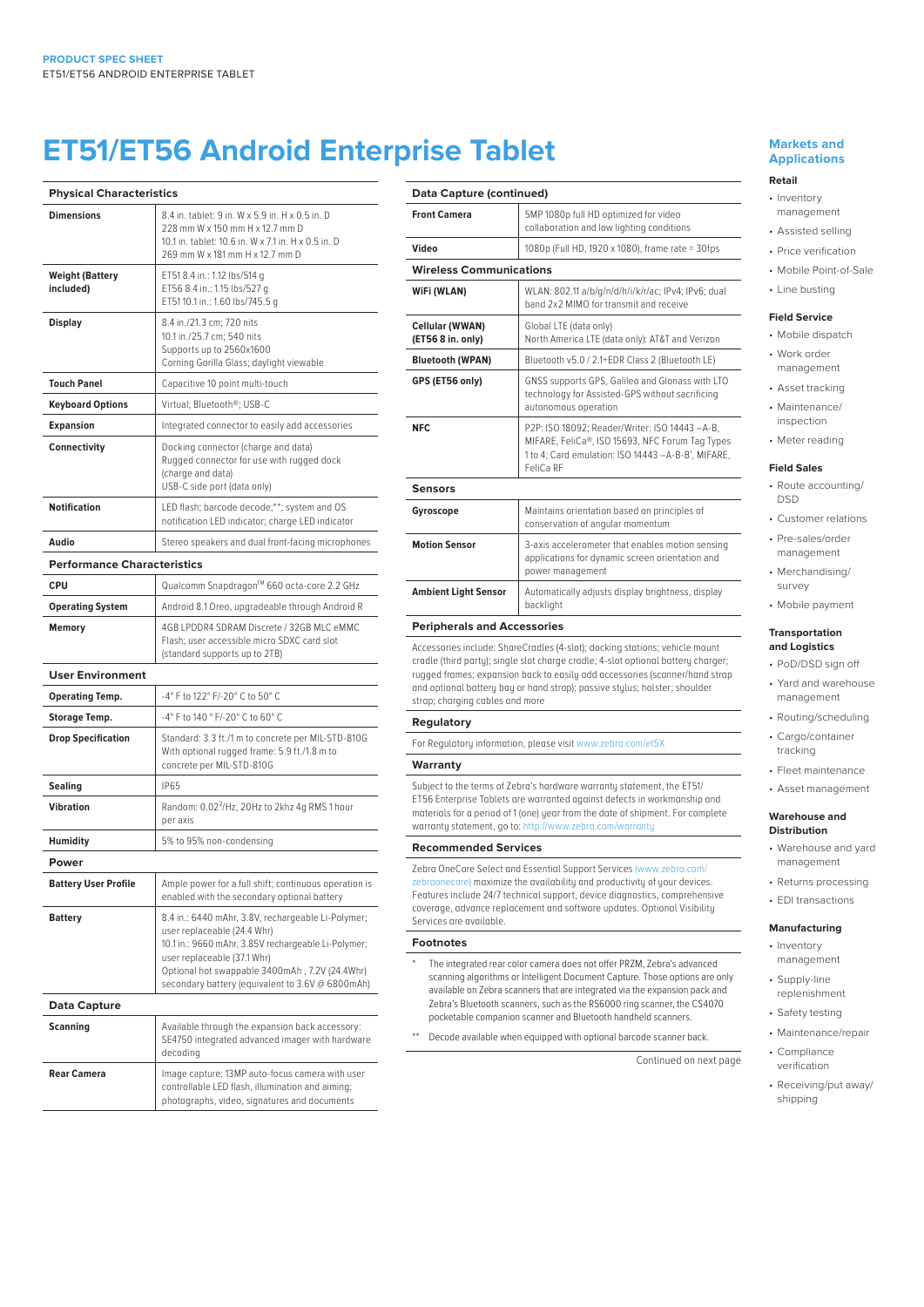# ET51/ET56 Android Enterprise Tablet

| Physical Characteristics | |
|---|---|
| **Dimensions** | 8.4 in. tablet: 9 in. W x 5.9 in. H x 0.5 in. D<br>228 mm W x 150 mm H x 12.7 mm D<br>10.1 in. tablet: 10.6 in. W x 7.1 in. H x 0.5 in. D<br>269 mm W x 181 mm H x 12.7 mm D |
| **Weight (Battery included)** | ET51 8.4 in.: 1.12 lbs/514 g<br>ET56 8.4 in.: 1.15 lbs/527 g<br>ET51 10.1 in.: 1.60 lbs/745.5 g |
| **Display** | 8.4 in./21.3 cm; 720 nits<br>10.1 in./25.7 cm; 540 nits<br>Supports up to 2560x1600<br>Corning Gorilla Glass; daylight viewable |
| **Touch Panel** | Capacitive 10 point multi-touch |
| **Keyboard Options** | Virtual; Bluetooth®; USB-C |
| **Expansion** | Integrated connector to easily add accessories |
| **Connectivity** | Docking connector (charge and data)<br>Rugged connector for use with rugged dock (charge and data)<br>USB-C side port (data only) |
| **Notification** | LED flash; barcode decode;**; system and OS notification LED indicator; charge LED indicator |
| **Audio** | Stereo speakers and dual front-facing microphones |

| Performance Characteristics | |
|---|---|
| **CPU** | Qualcomm Snapdragon™ 660 octa-core 2.2 GHz |
| **Operating System** | Android 8.1 Oreo, upgradeable through Android R |
| **Memory** | 4GB LPDDR4 SDRAM Discrete / 32GB MLC eMMC Flash; user accessible micro SDXC card slot (standard supports up to 2TB) |

| User Environment | |
|---|---|
| **Operating Temp.** | -4° F to 122° F/-20° C to 50° C |
| **Storage Temp.** | -4° F to 140 ° F/-20° C to 60° C |
| **Drop Specification** | Standard: 3.3 ft./1 m to concrete per MIL-STD-810G<br>With optional rugged frame: 5.9 ft./1.8 m to concrete per MIL-STD-810G |
| **Sealing** | IP65 |
| **Vibration** | Random: $0.02^2$/Hz, 20Hz to 2khz 4g RMS 1 hour per axis |
| **Humidity** | 5% to 95% non-condensing |

| Power | |
|---|---|
| **Battery User Profile** | Ample power for a full shift; continuous operation is enabled with the secondary optional battery |
| **Battery** | 8.4 in.: 6440 mAhr, 3.8V, rechargeable Li-Polymer; user replaceable (24.4 Whr)<br>10.1 in.: 9660 mAhr, 3.85V rechargeable Li-Polymer; user replaceable (37.1 Whr)<br>Optional hot swappable 3400mAh , 7.2V (24.4Whr) secondary battery (equivalent to 3.6V @ 6800mAh) |

| Data Capture | |
|---|---|
| **Scanning** | Available through the expansion back accessory: SE4750 integrated advanced imager with hardware decoding |
| **Rear Camera** | Image capture: 13MP auto-focus camera with user controllable LED flash, illumination and aiming; photographs, video, signatures and documents |
| **Front Camera** | 5MP 1080p full HD optimized for video collaboration and low lighting conditions |
| **Video** | 1080p (Full HD, 1920 x 1080), frame rate = 30fps |

| Wireless Communications | |
|---|---|
| **WiFi (WLAN)** | WLAN: 802.11 a/b/g/n/d/h/i/k/r/ac; IPv4; IPv6; dual band 2x2 MIMO for transmit and receive |
| **Cellular (WWAN) (ET56 8 in. only)** | Global LTE (data only)<br>North America LTE (data only): AT&T and Verizon |
| **Bluetooth (WPAN)** | Bluetooth v5.0 / 2.1+EDR Class 2 (Bluetooth LE) |
| **GPS (ET56 only)** | GNSS supports GPS, Galileo and Glonass with LTO technology for Assisted-GPS without sacrificing autonomous operation |
| **NFC** | P2P: ISO 18092; Reader/Writer: ISO 14443 –A-B, MIFARE, FeliCa®, ISO 15693, NFC Forum Tag Types 1 to 4; Card emulation: ISO 14443 –A-B-B', MIFARE, FeliCa RF |

| Sensors | |
|---|---|
| **Gyroscope** | Maintains orientation based on principles of conservation of angular momentum |
| **Motion Sensor** | 3-axis accelerometer that enables motion sensing applications for dynamic screen orientation and power management |
| **Ambient Light Sensor** | Automatically adjusts display brightness, display backlight |

## Peripherals and Accessories

Accessories include: ShareCradles (4-slot); docking stations; vehicle mount cradle (third party); single slot charge cradle; 4-slot optional battery charger; rugged frames; expansion back to easily add accessories (scanner/hand strap and optional battery bay or hand strap); passive stylus; holster; shoulder strap; charging cables and more

## Regulatory

For Regulatory information, please visit www.zebra.com/et5X

## Warranty

Subject to the terms of Zebra's hardware warranty statement, the ET51/ ET56 Enterprise Tablets are warranted against defects in workmanship and materials for a period of 1 (one) year from the date of shipment. For complete warranty statement, go to: http://www.zebra.com/warranty

## Recommended Services

Zebra OneCare Select and Essential Support Services (www.zebra.com/zebraonecare) maximize the availability and productivity of your devices. Features include 24/7 technical support, device diagnostics, comprehensive coverage, advance replacement and software updates. Optional Visibility Services are available.

## Footnotes

\* The integrated rear color camera does not offer PRZM, Zebra's advanced scanning algorithms or Intelligent Document Capture. Those options are only available on Zebra scanners that are integrated via the expansion pack and Zebra's Bluetooth scanners, such as the RS6000 ring scanner, the CS4070 pocketable companion scanner and Bluetooth handheld scanners.

** Decode available when equipped with optional barcode scanner back.

Continued on next page

## Markets and Applications

### Retail

- Inventory management
- Assisted selling
- Price verification
- Mobile Point-of-Sale
- Line busting

### Field Service

- Mobile dispatch
- Work order management
- Asset tracking
- Maintenance/ inspection
- Meter reading

### Field Sales

- Route accounting/ DSD
- Customer relations
- Pre-sales/order management
- Merchandising/ survey
- Mobile payment

### Transportation and Logistics

- PoD/DSD sign off
- Yard and warehouse management
- Routing/scheduling
- Cargo/container tracking
- Fleet maintenance
- Asset management

### Warehouse and Distribution

- Warehouse and yard management
- Returns processing
- EDI transactions

### Manufacturing

- Inventory management
- Supply-line replenishment
- Safety testing
- Maintenance/repair
- Compliance verification
- Receiving/put away/ shipping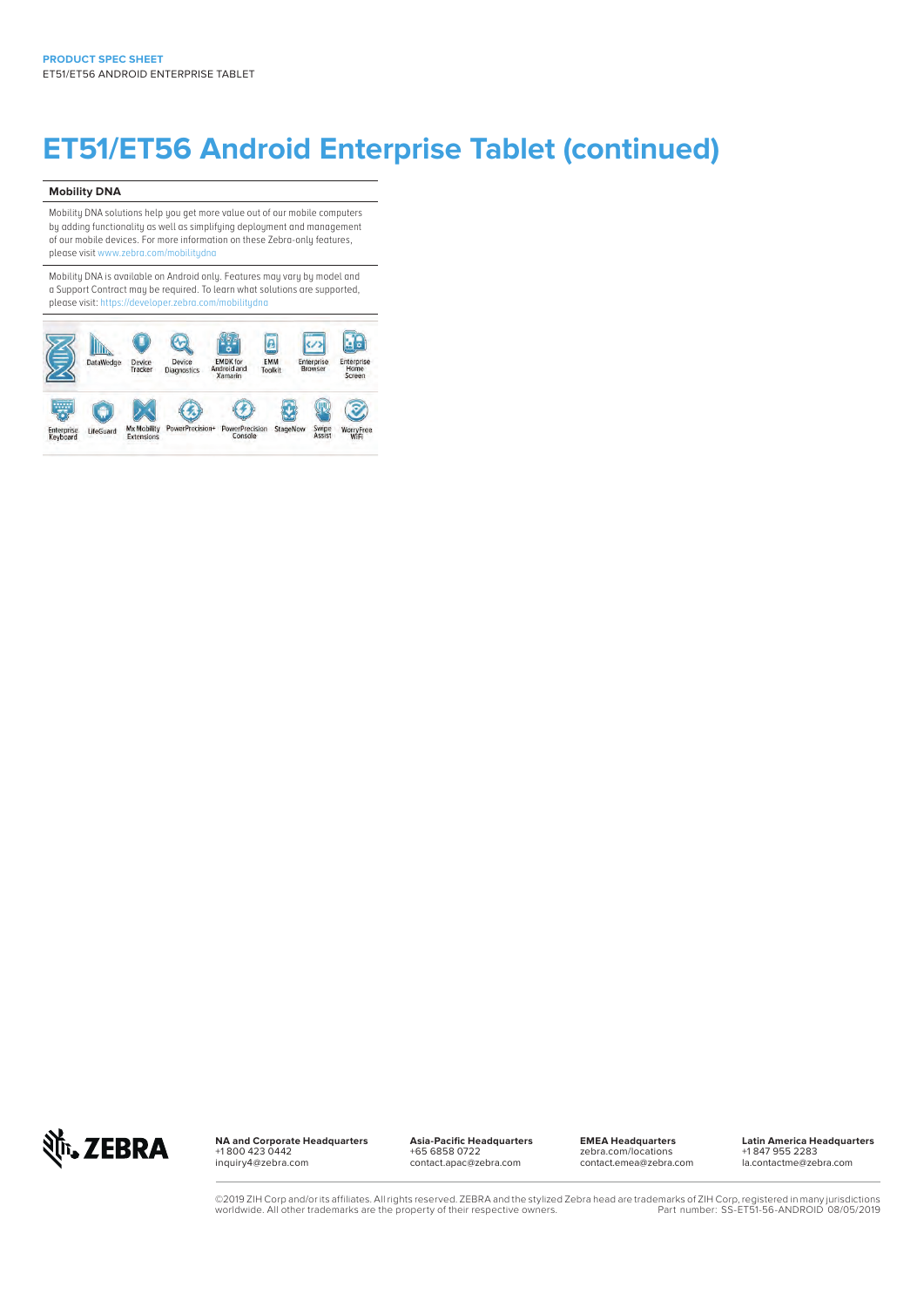# ET51/ET56 Android Enterprise Tablet (continued)

## Mobility DNA

Mobility DNA solutions help you get more value out of our mobile computers by adding functionality as well as simplifying deployment and management of our mobile devices. For more information on these Zebra-only features, please visit www.zebra.com/mobilitydna

Mobility DNA is available on Android only. Features may vary by model and a Support Contract may be required. To learn what solutions are supported, please visit: https://developer.zebra.com/mobilitydna

DataWedge
Device Tracker
Device Diagnostics
EMDK for Android and Xamarin
EMM Toolkit
Enterprise Browser
Enterprise Home Screen
Enterprise Keyboard
LifeGuard
Mx Mobility Extensions
PowerPrecision+
PowerPrecision Console
StageNow
Swipe Assist
WorryFree WiFi

**NA and Corporate Headquarters**
+1 800 423 0442
inquiry4@zebra.com

**Asia-Pacific Headquarters**
+65 6858 0722
contact.apac@zebra.com

**EMEA Headquarters**
zebra.com/locations
contact.emea@zebra.com

**Latin America Headquarters**
+1 847 955 2283
la.contactme@zebra.com

©2019 ZIH Corp and/or its affiliates. All rights reserved. ZEBRA and the stylized Zebra head are trademarks of ZIH Corp, registered in many jurisdictions worldwide. All other trademarks are the property of their respective owners. Part number: SS-ET51-56-ANDROID 08/05/2019